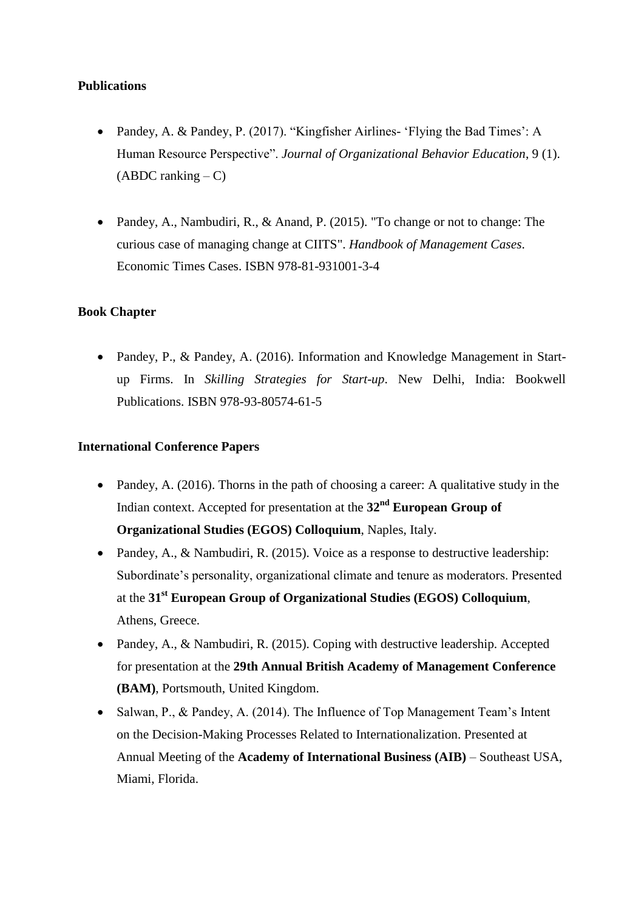**Publications**

- Pandey, A. & Pandey, P. (2017). “Kingfisher Airlines- ‘Flying the Bad Times’: A Human Resource Perspective”. *Journal of Organizational Behavior Education*, 9 (1). (ABDC ranking – C)

- Pandey, A., Nambudiri, R., & Anand, P. (2015). "To change or not to change: The curious case of managing change at CIITS". *Handbook of Management Cases*. Economic Times Cases. ISBN 978-81-931001-3-4

**Book Chapter**

- Pandey, P., & Pandey, A. (2016). Information and Knowledge Management in Start-up Firms. In *Skilling Strategies for Start-up*. New Delhi, India: Bookwell Publications. ISBN 978-93-80574-61-5

**International Conference Papers**

- Pandey, A. (2016). Thorns in the path of choosing a career: A qualitative study in the Indian context. Accepted for presentation at the **32nd European Group of Organizational Studies (EGOS) Colloquium**, Naples, Italy.
- Pandey, A., & Nambudiri, R. (2015). Voice as a response to destructive leadership: Subordinate’s personality, organizational climate and tenure as moderators. Presented at the **31st European Group of Organizational Studies (EGOS) Colloquium**, Athens, Greece.
- Pandey, A., & Nambudiri, R. (2015). Coping with destructive leadership. Accepted for presentation at the **29th Annual British Academy of Management Conference (BAM)**, Portsmouth, United Kingdom.
- Salwan, P., & Pandey, A. (2014). The Influence of Top Management Team’s Intent on the Decision-Making Processes Related to Internationalization. Presented at Annual Meeting of the **Academy of International Business (AIB)** – Southeast USA, Miami, Florida.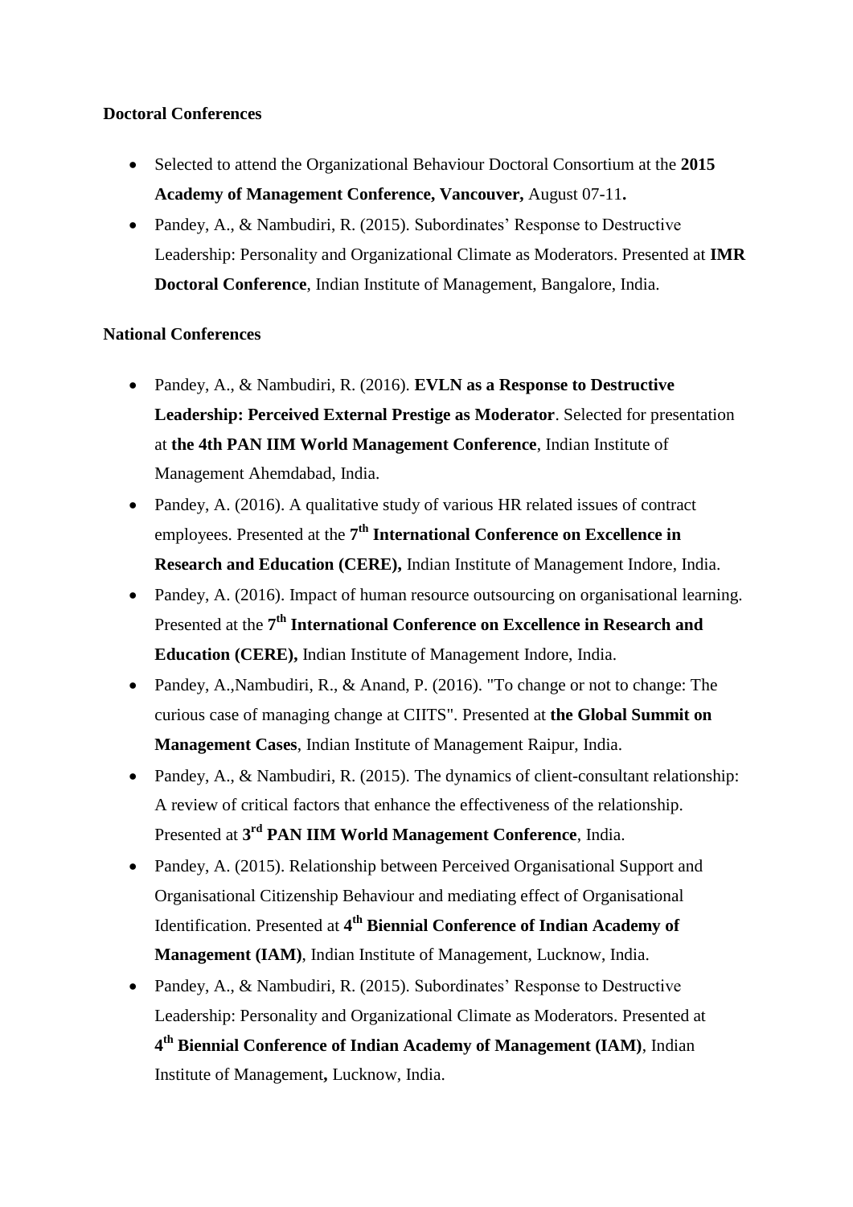**Doctoral Conferences**

- Selected to attend the Organizational Behaviour Doctoral Consortium at the **2015 Academy of Management Conference, Vancouver,** August 07-11**.**
- Pandey, A., & Nambudiri, R. (2015). Subordinates' Response to Destructive Leadership: Personality and Organizational Climate as Moderators. Presented at **IMR Doctoral Conference**, Indian Institute of Management, Bangalore, India.

**National Conferences**

- Pandey, A., & Nambudiri, R. (2016). **EVLN as a Response to Destructive Leadership: Perceived External Prestige as Moderator**. Selected for presentation at **the 4th PAN IIM World Management Conference**, Indian Institute of Management Ahemdabad, India.
- Pandey, A. (2016). A qualitative study of various HR related issues of contract employees. Presented at the **7th International Conference on Excellence in Research and Education (CERE),** Indian Institute of Management Indore, India.
- Pandey, A. (2016). Impact of human resource outsourcing on organisational learning. Presented at the **7th International Conference on Excellence in Research and Education (CERE),** Indian Institute of Management Indore, India.
- Pandey, A.,Nambudiri, R., & Anand, P. (2016). "To change or not to change: The curious case of managing change at CIITS". Presented at **the Global Summit on Management Cases**, Indian Institute of Management Raipur, India.
- Pandey, A., & Nambudiri, R. (2015). The dynamics of client-consultant relationship: A review of critical factors that enhance the effectiveness of the relationship. Presented at **3rd PAN IIM World Management Conference**, India.
- Pandey, A. (2015). Relationship between Perceived Organisational Support and Organisational Citizenship Behaviour and mediating effect of Organisational Identification. Presented at **4th Biennial Conference of Indian Academy of Management (IAM)**, Indian Institute of Management, Lucknow, India.
- Pandey, A., & Nambudiri, R. (2015). Subordinates' Response to Destructive Leadership: Personality and Organizational Climate as Moderators. Presented at **4th Biennial Conference of Indian Academy of Management (IAM)**, Indian Institute of Management**,** Lucknow, India.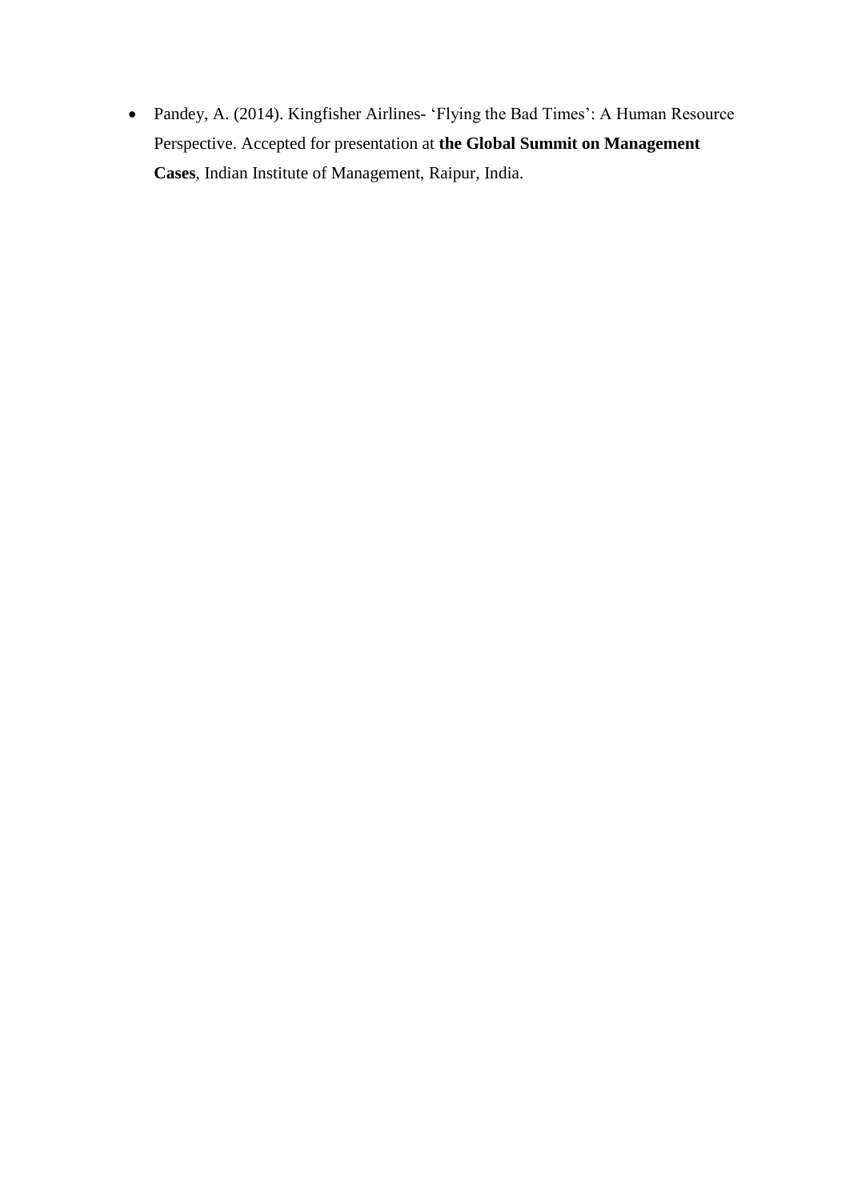- Pandey, A. (2014). Kingfisher Airlines- 'Flying the Bad Times': A Human Resource Perspective. Accepted for presentation at **the Global Summit on Management Cases**, Indian Institute of Management, Raipur, India.